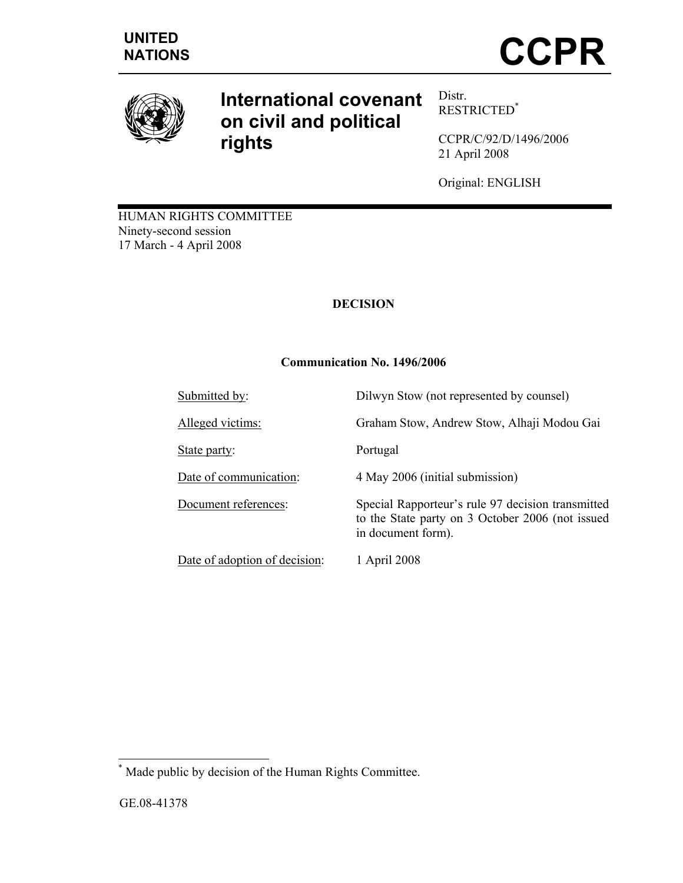UNITED NATIONS

# CCPR

## International covenant on civil and political rights

Distr.
RESTRICTED[*]

CCPR/C/92/D/1496/2006
21 April 2008

Original: ENGLISH

HUMAN RIGHTS COMMITTEE
Ninety-second session
17 March - 4 April 2008

**DECISION**

**Communication No. 1496/2006**

| | |
|---|---|
| Submitted by: | Dilwyn Stow (not represented by counsel) |
| Alleged victims: | Graham Stow, Andrew Stow, Alhaji Modou Gai |
| State party: | Portugal |
| Date of communication: | 4 May 2006 (initial submission) |
| Document references: | Special Rapporteur's rule 97 decision transmitted to the State party on 3 October 2006 (not issued in document form). |
| Date of adoption of decision: | 1 April 2008 |

[*] Made public by decision of the Human Rights Committee.

GE.08-41378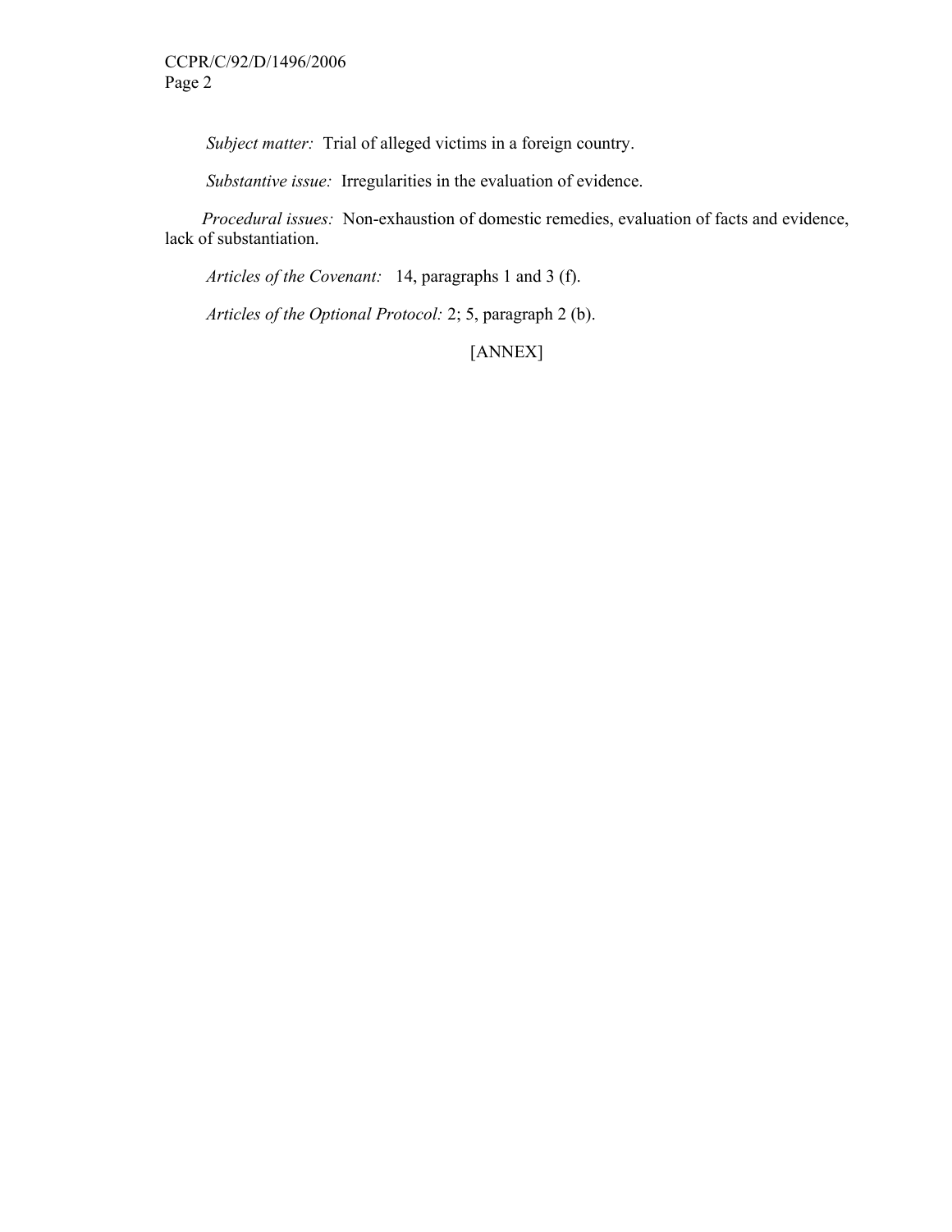*Subject matter:* Trial of alleged victims in a foreign country.

*Substantive issue:* Irregularities in the evaluation of evidence.

*Procedural issues:* Non-exhaustion of domestic remedies, evaluation of facts and evidence, lack of substantiation.

*Articles of the Covenant:* 14, paragraphs 1 and 3 (f).

*Articles of the Optional Protocol:* 2; 5, paragraph 2 (b).

[ANNEX]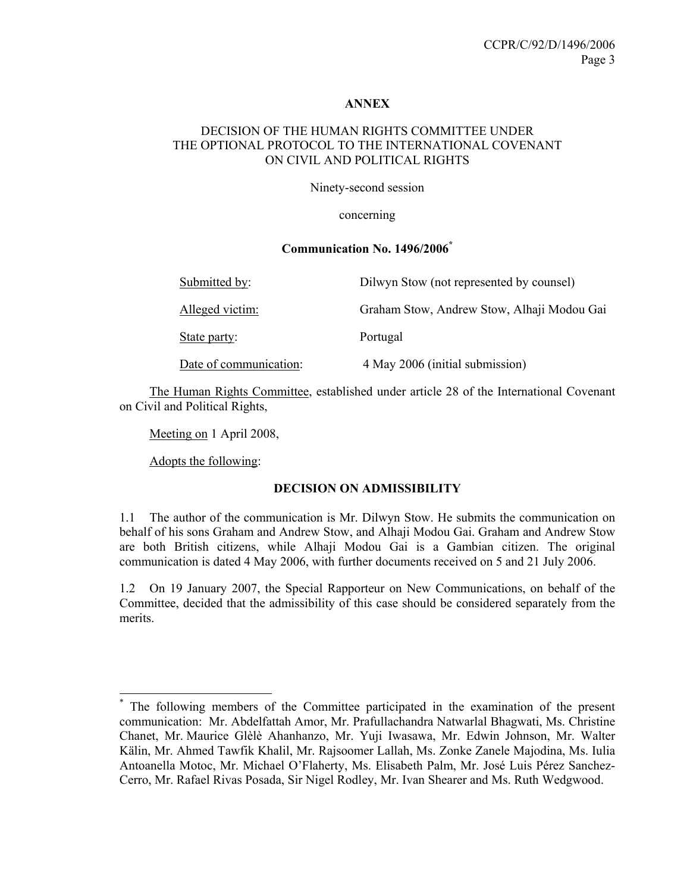**ANNEX**

DECISION OF THE HUMAN RIGHTS COMMITTEE UNDER THE OPTIONAL PROTOCOL TO THE INTERNATIONAL COVENANT ON CIVIL AND POLITICAL RIGHTS

Ninety-second session

concerning

**Communication No. 1496/2006**[*]

| | |
|---|---|
| Submitted by: | Dilwyn Stow (not represented by counsel) |
| Alleged victim: | Graham Stow, Andrew Stow, Alhaji Modou Gai |
| State party: | Portugal |
| Date of communication: | 4 May 2006 (initial submission) |

The Human Rights Committee, established under article 28 of the International Covenant on Civil and Political Rights,

Meeting on 1 April 2008,

Adopts the following:

**DECISION ON ADMISSIBILITY**

1.1 The author of the communication is Mr. Dilwyn Stow. He submits the communication on behalf of his sons Graham and Andrew Stow, and Alhaji Modou Gai. Graham and Andrew Stow are both British citizens, while Alhaji Modou Gai is a Gambian citizen. The original communication is dated 4 May 2006, with further documents received on 5 and 21 July 2006.

1.2 On 19 January 2007, the Special Rapporteur on New Communications, on behalf of the Committee, decided that the admissibility of this case should be considered separately from the merits.

---

[*] The following members of the Committee participated in the examination of the present communication: Mr. Abdelfattah Amor, Mr. Prafullachandra Natwarlal Bhagwati, Ms. Christine Chanet, Mr. Maurice Glèlè Ahanhanzo, Mr. Yuji Iwasawa, Mr. Edwin Johnson, Mr. Walter Kälin, Mr. Ahmed Tawfik Khalil, Mr. Rajsoomer Lallah, Ms. Zonke Zanele Majodina, Ms. Iulia Antoanella Motoc, Mr. Michael O'Flaherty, Ms. Elisabeth Palm, Mr. José Luis Pérez Sanchez-Cerro, Mr. Rafael Rivas Posada, Sir Nigel Rodley, Mr. Ivan Shearer and Ms. Ruth Wedgwood.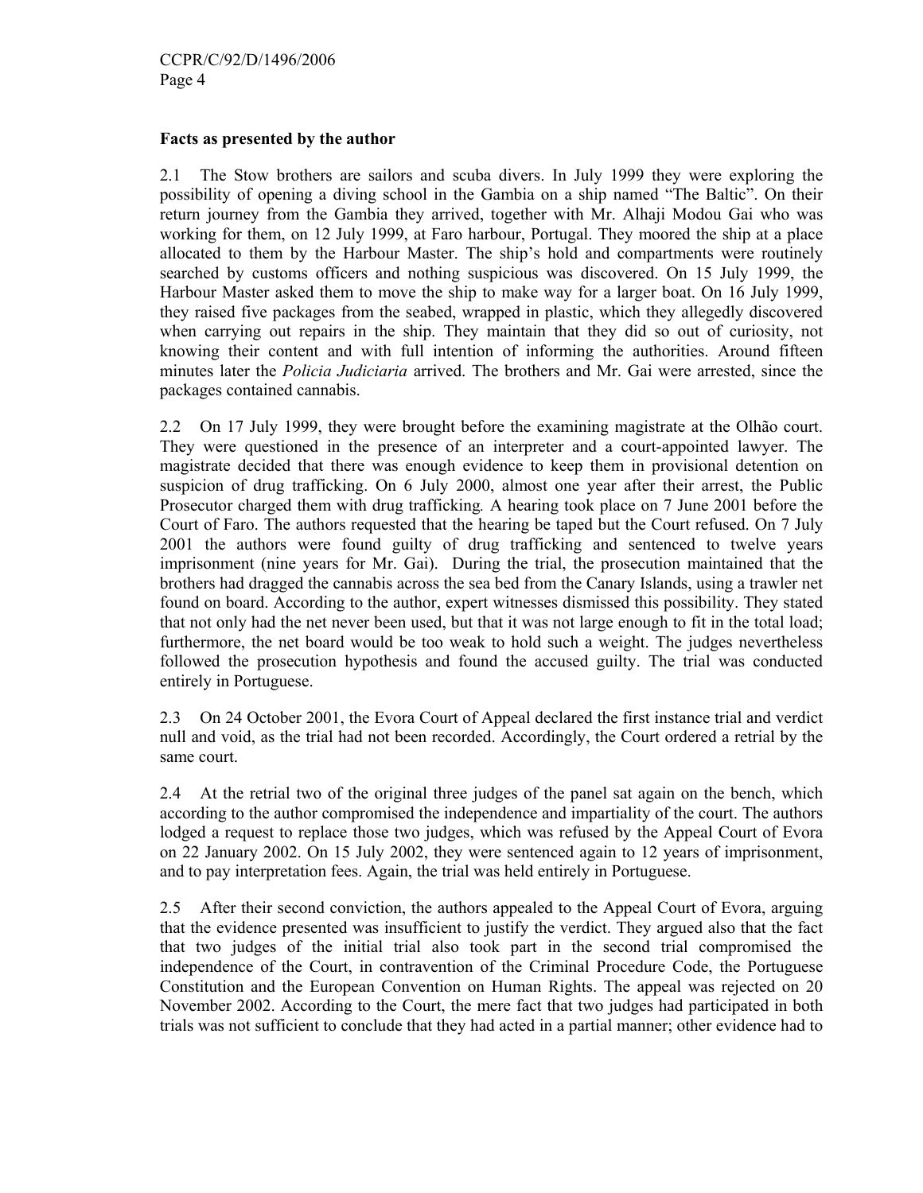**Facts as presented by the author**

2.1 The Stow brothers are sailors and scuba divers. In July 1999 they were exploring the possibility of opening a diving school in the Gambia on a ship named "The Baltic". On their return journey from the Gambia they arrived, together with Mr. Alhaji Modou Gai who was working for them, on 12 July 1999, at Faro harbour, Portugal. They moored the ship at a place allocated to them by the Harbour Master. The ship's hold and compartments were routinely searched by customs officers and nothing suspicious was discovered. On 15 July 1999, the Harbour Master asked them to move the ship to make way for a larger boat. On 16 July 1999, they raised five packages from the seabed, wrapped in plastic, which they allegedly discovered when carrying out repairs in the ship. They maintain that they did so out of curiosity, not knowing their content and with full intention of informing the authorities. Around fifteen minutes later the *Policia Judiciaria* arrived. The brothers and Mr. Gai were arrested, since the packages contained cannabis.

2.2 On 17 July 1999, they were brought before the examining magistrate at the Olhão court. They were questioned in the presence of an interpreter and a court-appointed lawyer. The magistrate decided that there was enough evidence to keep them in provisional detention on suspicion of drug trafficking. On 6 July 2000, almost one year after their arrest, the Public Prosecutor charged them with drug trafficking. A hearing took place on 7 June 2001 before the Court of Faro. The authors requested that the hearing be taped but the Court refused. On 7 July 2001 the authors were found guilty of drug trafficking and sentenced to twelve years imprisonment (nine years for Mr. Gai). During the trial, the prosecution maintained that the brothers had dragged the cannabis across the sea bed from the Canary Islands, using a trawler net found on board. According to the author, expert witnesses dismissed this possibility. They stated that not only had the net never been used, but that it was not large enough to fit in the total load; furthermore, the net board would be too weak to hold such a weight. The judges nevertheless followed the prosecution hypothesis and found the accused guilty. The trial was conducted entirely in Portuguese.

2.3 On 24 October 2001, the Evora Court of Appeal declared the first instance trial and verdict null and void, as the trial had not been recorded. Accordingly, the Court ordered a retrial by the same court.

2.4 At the retrial two of the original three judges of the panel sat again on the bench, which according to the author compromised the independence and impartiality of the court. The authors lodged a request to replace those two judges, which was refused by the Appeal Court of Evora on 22 January 2002. On 15 July 2002, they were sentenced again to 12 years of imprisonment, and to pay interpretation fees. Again, the trial was held entirely in Portuguese.

2.5 After their second conviction, the authors appealed to the Appeal Court of Evora, arguing that the evidence presented was insufficient to justify the verdict. They argued also that the fact that two judges of the initial trial also took part in the second trial compromised the independence of the Court, in contravention of the Criminal Procedure Code, the Portuguese Constitution and the European Convention on Human Rights. The appeal was rejected on 20 November 2002. According to the Court, the mere fact that two judges had participated in both trials was not sufficient to conclude that they had acted in a partial manner; other evidence had to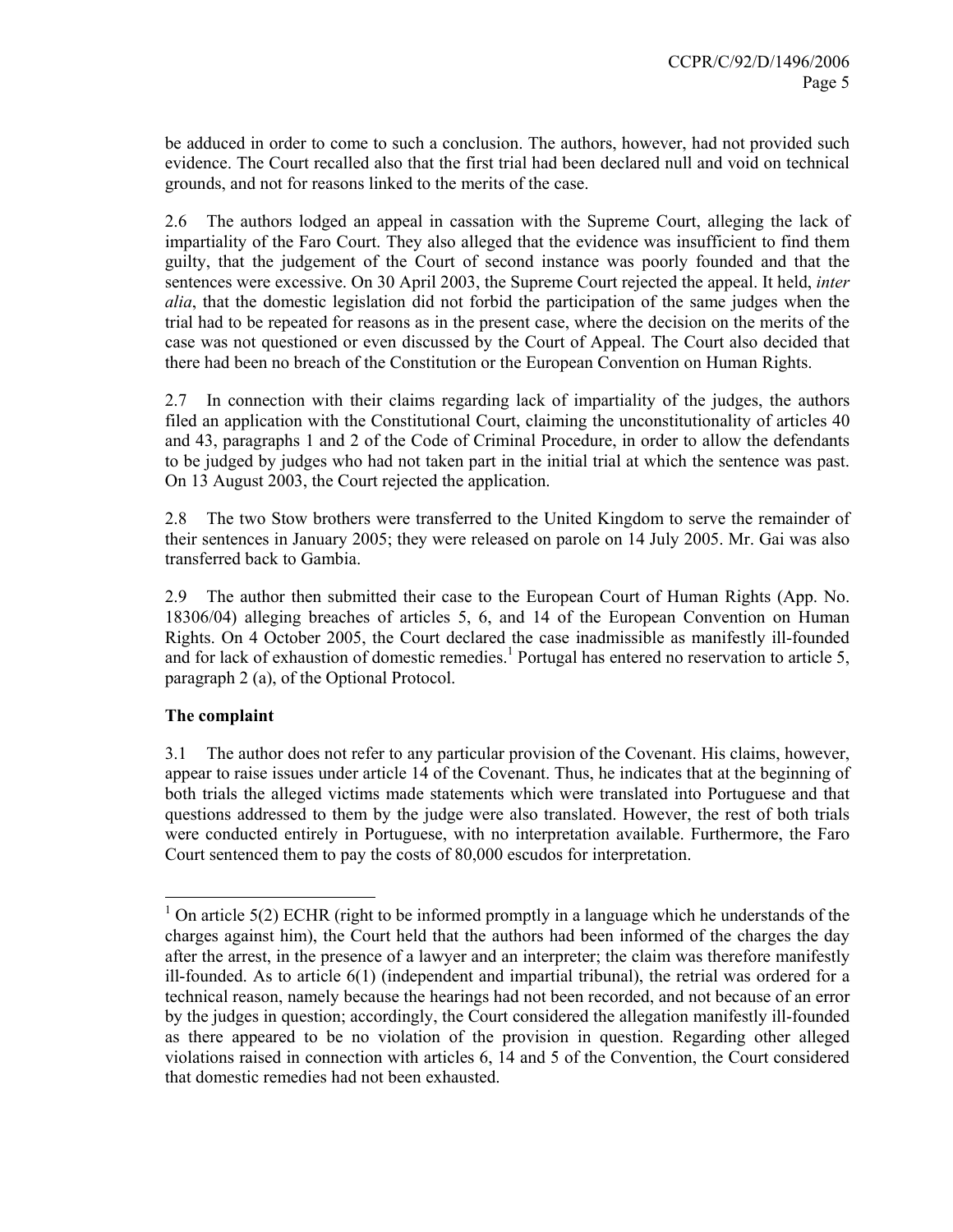be adduced in order to come to such a conclusion. The authors, however, had not provided such evidence. The Court recalled also that the first trial had been declared null and void on technical grounds, and not for reasons linked to the merits of the case.

2.6 The authors lodged an appeal in cassation with the Supreme Court, alleging the lack of impartiality of the Faro Court. They also alleged that the evidence was insufficient to find them guilty, that the judgement of the Court of second instance was poorly founded and that the sentences were excessive. On 30 April 2003, the Supreme Court rejected the appeal. It held, *inter alia*, that the domestic legislation did not forbid the participation of the same judges when the trial had to be repeated for reasons as in the present case, where the decision on the merits of the case was not questioned or even discussed by the Court of Appeal. The Court also decided that there had been no breach of the Constitution or the European Convention on Human Rights.

2.7 In connection with their claims regarding lack of impartiality of the judges, the authors filed an application with the Constitutional Court, claiming the unconstitutionality of articles 40 and 43, paragraphs 1 and 2 of the Code of Criminal Procedure, in order to allow the defendants to be judged by judges who had not taken part in the initial trial at which the sentence was past. On 13 August 2003, the Court rejected the application.

2.8 The two Stow brothers were transferred to the United Kingdom to serve the remainder of their sentences in January 2005; they were released on parole on 14 July 2005. Mr. Gai was also transferred back to Gambia.

2.9 The author then submitted their case to the European Court of Human Rights (App. No. 18306/04) alleging breaches of articles 5, 6, and 14 of the European Convention on Human Rights. On 4 October 2005, the Court declared the case inadmissible as manifestly ill-founded and for lack of exhaustion of domestic remedies.[1] Portugal has entered no reservation to article 5, paragraph 2 (a), of the Optional Protocol.

**The complaint**

3.1 The author does not refer to any particular provision of the Covenant. His claims, however, appear to raise issues under article 14 of the Covenant. Thus, he indicates that at the beginning of both trials the alleged victims made statements which were translated into Portuguese and that questions addressed to them by the judge were also translated. However, the rest of both trials were conducted entirely in Portuguese, with no interpretation available. Furthermore, the Faro Court sentenced them to pay the costs of 80,000 escudos for interpretation.

---

[1] On article 5(2) ECHR (right to be informed promptly in a language which he understands of the charges against him), the Court held that the authors had been informed of the charges the day after the arrest, in the presence of a lawyer and an interpreter; the claim was therefore manifestly ill-founded. As to article 6(1) (independent and impartial tribunal), the retrial was ordered for a technical reason, namely because the hearings had not been recorded, and not because of an error by the judges in question; accordingly, the Court considered the allegation manifestly ill-founded as there appeared to be no violation of the provision in question. Regarding other alleged violations raised in connection with articles 6, 14 and 5 of the Convention, the Court considered that domestic remedies had not been exhausted.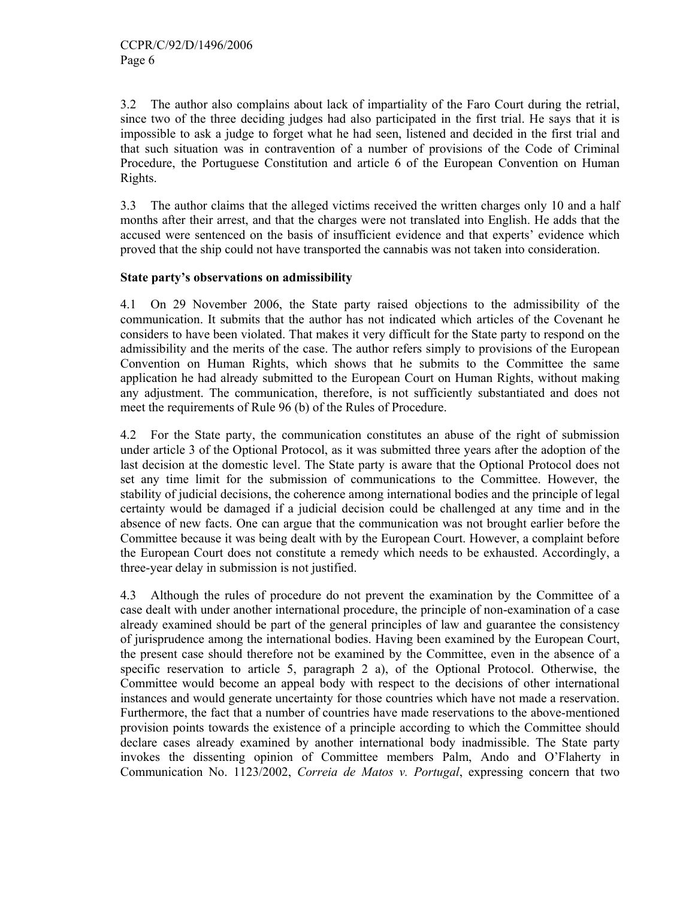3.2 The author also complains about lack of impartiality of the Faro Court during the retrial, since two of the three deciding judges had also participated in the first trial. He says that it is impossible to ask a judge to forget what he had seen, listened and decided in the first trial and that such situation was in contravention of a number of provisions of the Code of Criminal Procedure, the Portuguese Constitution and article 6 of the European Convention on Human Rights.

3.3 The author claims that the alleged victims received the written charges only 10 and a half months after their arrest, and that the charges were not translated into English. He adds that the accused were sentenced on the basis of insufficient evidence and that experts' evidence which proved that the ship could not have transported the cannabis was not taken into consideration.

**State party's observations on admissibility**

4.1 On 29 November 2006, the State party raised objections to the admissibility of the communication. It submits that the author has not indicated which articles of the Covenant he considers to have been violated. That makes it very difficult for the State party to respond on the admissibility and the merits of the case. The author refers simply to provisions of the European Convention on Human Rights, which shows that he submits to the Committee the same application he had already submitted to the European Court on Human Rights, without making any adjustment. The communication, therefore, is not sufficiently substantiated and does not meet the requirements of Rule 96 (b) of the Rules of Procedure.

4.2 For the State party, the communication constitutes an abuse of the right of submission under article 3 of the Optional Protocol, as it was submitted three years after the adoption of the last decision at the domestic level. The State party is aware that the Optional Protocol does not set any time limit for the submission of communications to the Committee. However, the stability of judicial decisions, the coherence among international bodies and the principle of legal certainty would be damaged if a judicial decision could be challenged at any time and in the absence of new facts. One can argue that the communication was not brought earlier before the Committee because it was being dealt with by the European Court. However, a complaint before the European Court does not constitute a remedy which needs to be exhausted. Accordingly, a three-year delay in submission is not justified.

4.3 Although the rules of procedure do not prevent the examination by the Committee of a case dealt with under another international procedure, the principle of non-examination of a case already examined should be part of the general principles of law and guarantee the consistency of jurisprudence among the international bodies. Having been examined by the European Court, the present case should therefore not be examined by the Committee, even in the absence of a specific reservation to article 5, paragraph 2 a), of the Optional Protocol. Otherwise, the Committee would become an appeal body with respect to the decisions of other international instances and would generate uncertainty for those countries which have not made a reservation. Furthermore, the fact that a number of countries have made reservations to the above-mentioned provision points towards the existence of a principle according to which the Committee should declare cases already examined by another international body inadmissible. The State party invokes the dissenting opinion of Committee members Palm, Ando and O'Flaherty in Communication No. 1123/2002, *Correia de Matos v. Portugal*, expressing concern that two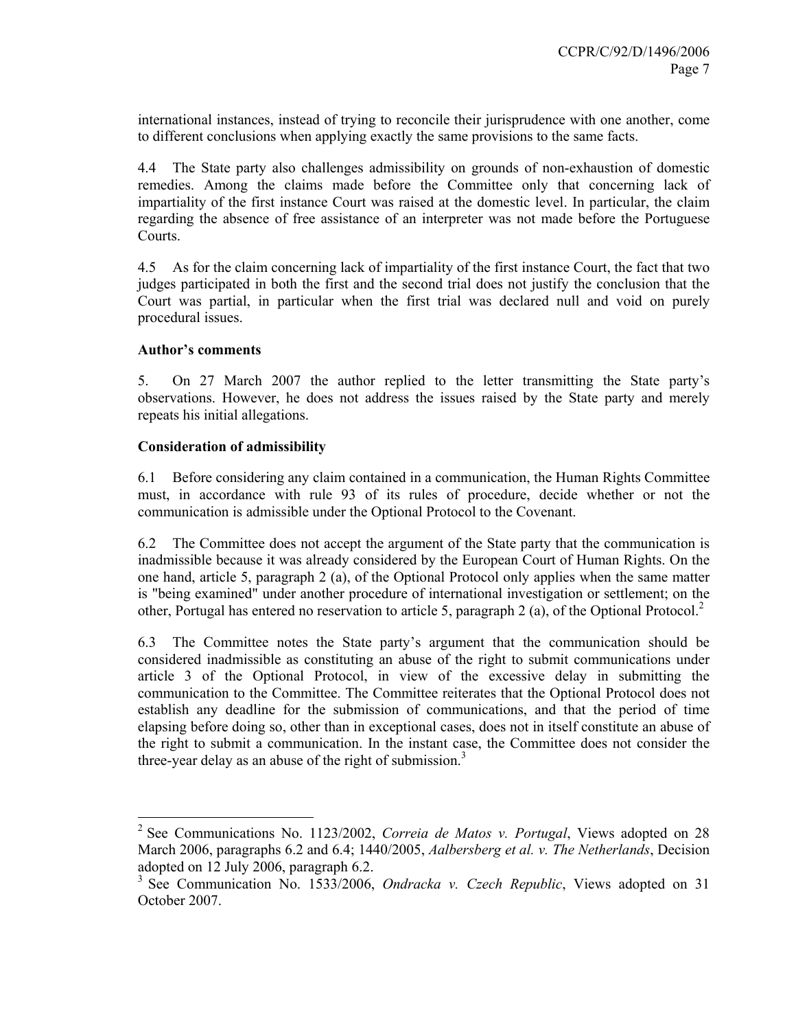international instances, instead of trying to reconcile their jurisprudence with one another, come to different conclusions when applying exactly the same provisions to the same facts.

4.4 The State party also challenges admissibility on grounds of non-exhaustion of domestic remedies. Among the claims made before the Committee only that concerning lack of impartiality of the first instance Court was raised at the domestic level. In particular, the claim regarding the absence of free assistance of an interpreter was not made before the Portuguese Courts.

4.5 As for the claim concerning lack of impartiality of the first instance Court, the fact that two judges participated in both the first and the second trial does not justify the conclusion that the Court was partial, in particular when the first trial was declared null and void on purely procedural issues.

**Author's comments**

5. On 27 March 2007 the author replied to the letter transmitting the State party's observations. However, he does not address the issues raised by the State party and merely repeats his initial allegations.

**Consideration of admissibility**

6.1 Before considering any claim contained in a communication, the Human Rights Committee must, in accordance with rule 93 of its rules of procedure, decide whether or not the communication is admissible under the Optional Protocol to the Covenant.

6.2 The Committee does not accept the argument of the State party that the communication is inadmissible because it was already considered by the European Court of Human Rights. On the one hand, article 5, paragraph 2 (a), of the Optional Protocol only applies when the same matter is "being examined" under another procedure of international investigation or settlement; on the other, Portugal has entered no reservation to article 5, paragraph 2 (a), of the Optional Protocol.[2]

6.3 The Committee notes the State party's argument that the communication should be considered inadmissible as constituting an abuse of the right to submit communications under article 3 of the Optional Protocol, in view of the excessive delay in submitting the communication to the Committee. The Committee reiterates that the Optional Protocol does not establish any deadline for the submission of communications, and that the period of time elapsing before doing so, other than in exceptional cases, does not in itself constitute an abuse of the right to submit a communication. In the instant case, the Committee does not consider the three-year delay as an abuse of the right of submission.[3]

---

[2] See Communications No. 1123/2002, *Correia de Matos v. Portugal*, Views adopted on 28 March 2006, paragraphs 6.2 and 6.4; 1440/2005, *Aalbersberg et al. v. The Netherlands*, Decision adopted on 12 July 2006, paragraph 6.2.

[3] See Communication No. 1533/2006, *Ondracka v. Czech Republic*, Views adopted on 31 October 2007.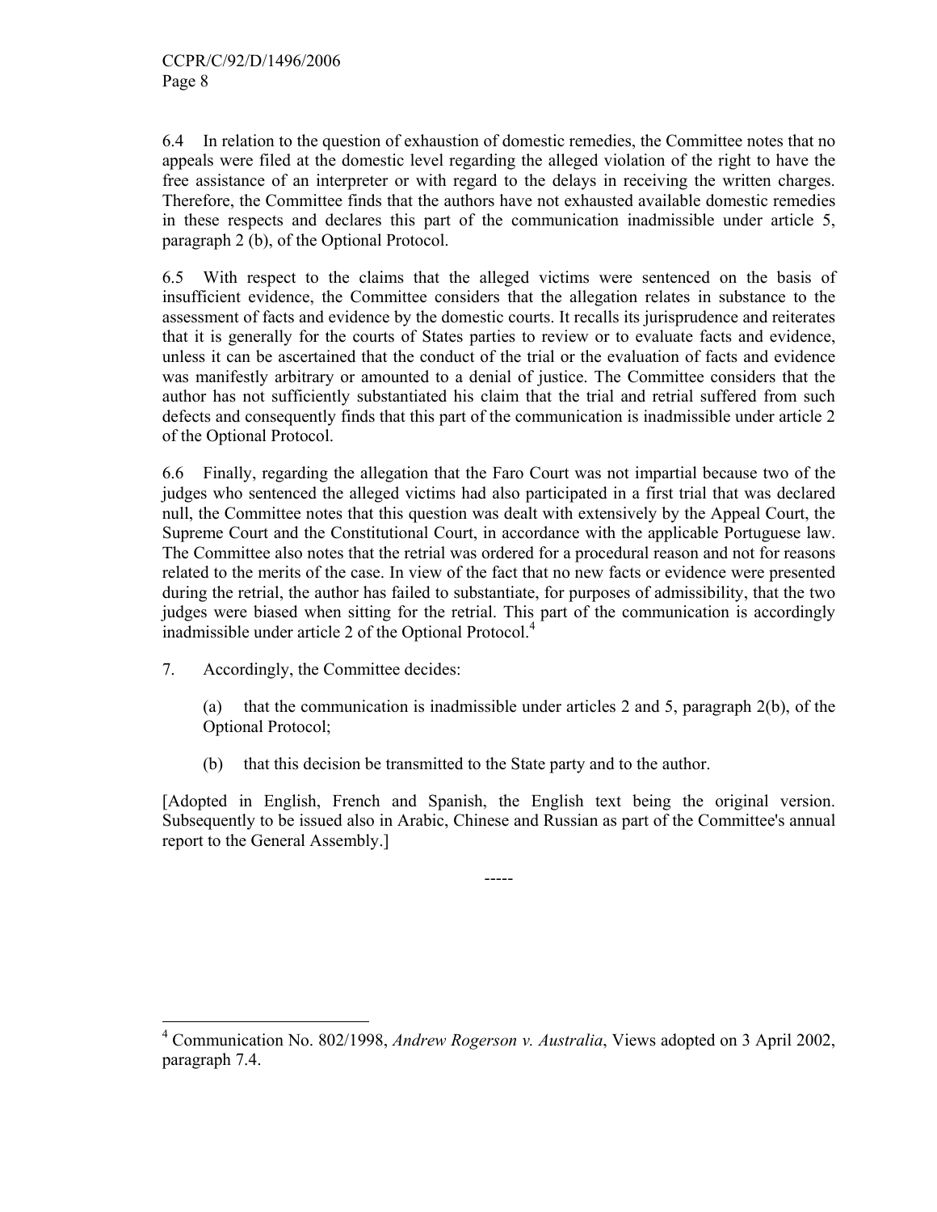6.4 In relation to the question of exhaustion of domestic remedies, the Committee notes that no appeals were filed at the domestic level regarding the alleged violation of the right to have the free assistance of an interpreter or with regard to the delays in receiving the written charges. Therefore, the Committee finds that the authors have not exhausted available domestic remedies in these respects and declares this part of the communication inadmissible under article 5, paragraph 2 (b), of the Optional Protocol.

6.5 With respect to the claims that the alleged victims were sentenced on the basis of insufficient evidence, the Committee considers that the allegation relates in substance to the assessment of facts and evidence by the domestic courts. It recalls its jurisprudence and reiterates that it is generally for the courts of States parties to review or to evaluate facts and evidence, unless it can be ascertained that the conduct of the trial or the evaluation of facts and evidence was manifestly arbitrary or amounted to a denial of justice. The Committee considers that the author has not sufficiently substantiated his claim that the trial and retrial suffered from such defects and consequently finds that this part of the communication is inadmissible under article 2 of the Optional Protocol.

6.6 Finally, regarding the allegation that the Faro Court was not impartial because two of the judges who sentenced the alleged victims had also participated in a first trial that was declared null, the Committee notes that this question was dealt with extensively by the Appeal Court, the Supreme Court and the Constitutional Court, in accordance with the applicable Portuguese law. The Committee also notes that the retrial was ordered for a procedural reason and not for reasons related to the merits of the case. In view of the fact that no new facts or evidence were presented during the retrial, the author has failed to substantiate, for purposes of admissibility, that the two judges were biased when sitting for the retrial. This part of the communication is accordingly inadmissible under article 2 of the Optional Protocol.[4]

7. Accordingly, the Committee decides:

(a) that the communication is inadmissible under articles 2 and 5, paragraph 2(b), of the Optional Protocol;

(b) that this decision be transmitted to the State party and to the author.

[Adopted in English, French and Spanish, the English text being the original version. Subsequently to be issued also in Arabic, Chinese and Russian as part of the Committee's annual report to the General Assembly.]

-----

[4] Communication No. 802/1998, *Andrew Rogerson v. Australia*, Views adopted on 3 April 2002, paragraph 7.4.